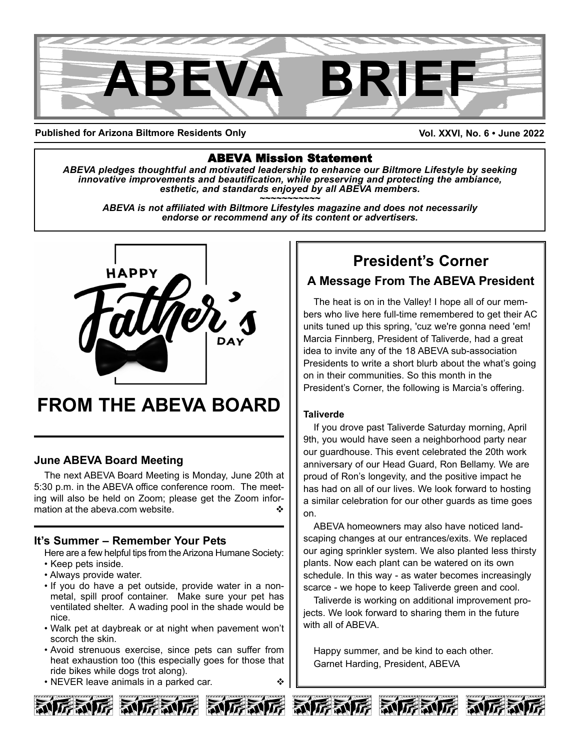# ABEVA BRIEF

**Published for Arizona Biltmore Residents Only** **Vol. XXVI, No. 6 • June 2022**

## ABEVA Mission Statement

***ABEVA pledges thoughtful and motivated leadership to enhance our Biltmore Lifestyle by seeking innovative improvements and beautification, while preserving and protecting the ambiance, esthetic, and standards enjoyed by all ABEVA members.***

~~~~~~~~~~~

***ABEVA is not affiliated with Biltmore Lifestyles magazine and does not necessarily endorse or recommend any of its content or advertisers.***

HAPPY Father's DAY

## FROM THE ABEVA BOARD

### June ABEVA Board Meeting

The next ABEVA Board Meeting is Monday, June 20th at 5:30 p.m. in the ABEVA office conference room. The meeting will also be held on Zoom; please get the Zoom information at the abeva.com website. ❖

### It's Summer – Remember Your Pets

Here are a few helpful tips from the Arizona Humane Society:

- Keep pets inside.
- Always provide water.
- If you do have a pet outside, provide water in a non-metal, spill proof container. Make sure your pet has ventilated shelter. A wading pool in the shade would be nice.
- Walk pet at daybreak or at night when pavement won't scorch the skin.
- Avoid strenuous exercise, since pets can suffer from heat exhaustion too (this especially goes for those that ride bikes while dogs trot along).
- NEVER leave animals in a parked car. ❖

## President's Corner

### A Message From The ABEVA President

The heat is on in the Valley! I hope all of our members who live here full-time remembered to get their AC units tuned up this spring, 'cuz we're gonna need 'em! Marcia Finnberg, President of Taliverde, had a great idea to invite any of the 18 ABEVA sub-association Presidents to write a short blurb about the what's going on in their communities. So this month in the President's Corner, the following is Marcia's offering.

**Taliverde**

If you drove past Taliverde Saturday morning, April 9th, you would have seen a neighborhood party near our guardhouse. This event celebrated the 20th work anniversary of our Head Guard, Ron Bellamy. We are proud of Ron's longevity, and the positive impact he has had on all of our lives. We look forward to hosting a similar celebration for our other guards as time goes on.

ABEVA homeowners may also have noticed landscaping changes at our entrances/exits. We replaced our aging sprinkler system. We also planted less thirsty plants. Now each plant can be watered on its own schedule. In this way - as water becomes increasingly scarce - we hope to keep Taliverde green and cool.

Taliverde is working on additional improvement projects. We look forward to sharing them in the future with all of ABEVA.

Happy summer, and be kind to each other.
Garnet Harding, President, ABEVA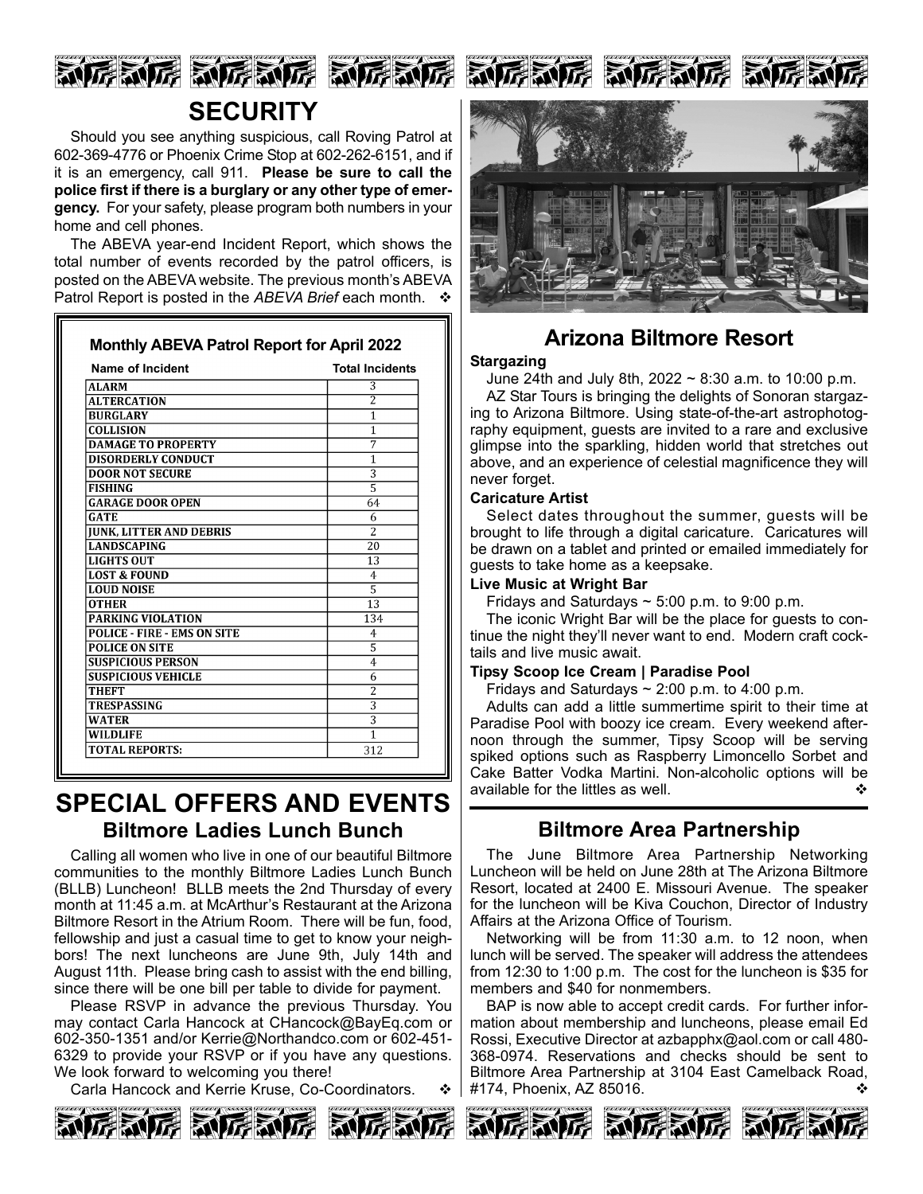## SECURITY

Should you see anything suspicious, call Roving Patrol at 602-369-4776 or Phoenix Crime Stop at 602-262-6151, and if it is an emergency, call 911. **Please be sure to call the police first if there is a burglary or any other type of emergency.** For your safety, please program both numbers in your home and cell phones.

The ABEVA year-end Incident Report, which shows the total number of events recorded by the patrol officers, is posted on the ABEVA website. The previous month's ABEVA Patrol Report is posted in the *ABEVA Brief* each month. ❖

**Monthly ABEVA Patrol Report for April 2022**

| Name of Incident | Total Incidents |
|---|---|
| ALARM | 3 |
| ALTERCATION | 2 |
| BURGLARY | 1 |
| COLLISION | 1 |
| DAMAGE TO PROPERTY | 7 |
| DISORDERLY CONDUCT | 1 |
| DOOR NOT SECURE | 3 |
| FISHING | 5 |
| GARAGE DOOR OPEN | 64 |
| GATE | 6 |
| JUNK, LITTER AND DEBRIS | 2 |
| LANDSCAPING | 20 |
| LIGHTS OUT | 13 |
| LOST & FOUND | 4 |
| LOUD NOISE | 5 |
| OTHER | 13 |
| PARKING VIOLATION | 134 |
| POLICE - FIRE - EMS ON SITE | 4 |
| POLICE ON SITE | 5 |
| SUSPICIOUS PERSON | 4 |
| SUSPICIOUS VEHICLE | 6 |
| THEFT | 2 |
| TRESPASSING | 3 |
| WATER | 3 |
| WILDLIFE | 1 |
| TOTAL REPORTS: | 312 |

## SPECIAL OFFERS AND EVENTS

### Biltmore Ladies Lunch Bunch

Calling all women who live in one of our beautiful Biltmore communities to the monthly Biltmore Ladies Lunch Bunch (BLLB) Luncheon! BLLB meets the 2nd Thursday of every month at 11:45 a.m. at McArthur's Restaurant at the Arizona Biltmore Resort in the Atrium Room. There will be fun, food, fellowship and just a casual time to get to know your neighbors! The next luncheons are June 9th, July 14th and August 11th. Please bring cash to assist with the end billing, since there will be one bill per table to divide for payment.

Please RSVP in advance the previous Thursday. You may contact Carla Hancock at CHancock@BayEq.com or 602-350-1351 and/or Kerrie@Northandco.com or 602-451-6329 to provide your RSVP or if you have any questions. We look forward to welcoming you there!

Carla Hancock and Kerrie Kruse, Co-Coordinators. ❖

## Arizona Biltmore Resort

**Stargazing**

June 24th and July 8th, 2022 ~ 8:30 a.m. to 10:00 p.m.

AZ Star Tours is bringing the delights of Sonoran stargazing to Arizona Biltmore. Using state-of-the-art astrophotography equipment, guests are invited to a rare and exclusive glimpse into the sparkling, hidden world that stretches out above, and an experience of celestial magnificence they will never forget.

**Caricature Artist**

Select dates throughout the summer, guests will be brought to life through a digital caricature. Caricatures will be drawn on a tablet and printed or emailed immediately for guests to take home as a keepsake.

**Live Music at Wright Bar**

Fridays and Saturdays ~ 5:00 p.m. to 9:00 p.m.

The iconic Wright Bar will be the place for guests to continue the night they'll never want to end. Modern craft cocktails and live music await.

**Tipsy Scoop Ice Cream | Paradise Pool**

Fridays and Saturdays ~ 2:00 p.m. to 4:00 p.m.

Adults can add a little summertime spirit to their time at Paradise Pool with boozy ice cream. Every weekend afternoon through the summer, Tipsy Scoop will be serving spiked options such as Raspberry Limoncello Sorbet and Cake Batter Vodka Martini. Non-alcoholic options will be available for the littles as well. ❖

## Biltmore Area Partnership

The June Biltmore Area Partnership Networking Luncheon will be held on June 28th at The Arizona Biltmore Resort, located at 2400 E. Missouri Avenue. The speaker for the luncheon will be Kiva Couchon, Director of Industry Affairs at the Arizona Office of Tourism.

Networking will be from 11:30 a.m. to 12 noon, when lunch will be served. The speaker will address the attendees from 12:30 to 1:00 p.m. The cost for the luncheon is $35 for members and $40 for nonmembers.

BAP is now able to accept credit cards. For further information about membership and luncheons, please email Ed Rossi, Executive Director at azbapphx@aol.com or call 480-368-0974. Reservations and checks should be sent to Biltmore Area Partnership at 3104 East Camelback Road, #174, Phoenix, AZ 85016. ❖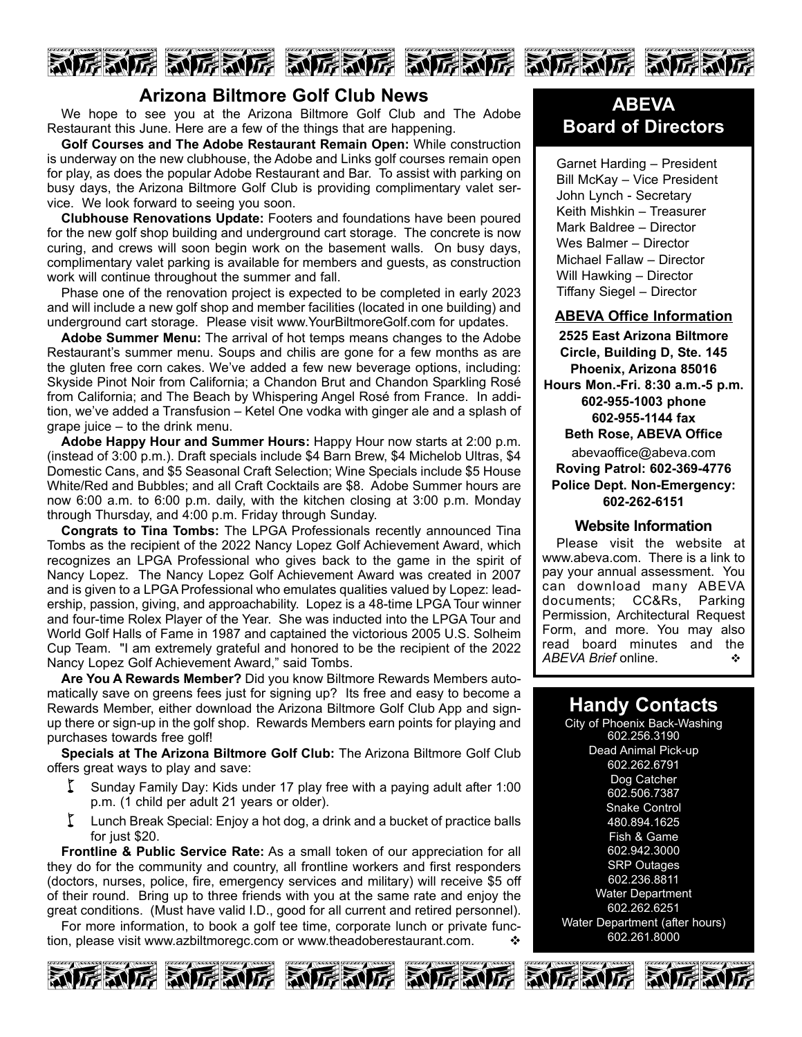## Arizona Biltmore Golf Club News

We hope to see you at the Arizona Biltmore Golf Club and The Adobe Restaurant this June. Here are a few of the things that are happening.

**Golf Courses and The Adobe Restaurant Remain Open:** While construction is underway on the new clubhouse, the Adobe and Links golf courses remain open for play, as does the popular Adobe Restaurant and Bar. To assist with parking on busy days, the Arizona Biltmore Golf Club is providing complimentary valet service. We look forward to seeing you soon.

**Clubhouse Renovations Update:** Footers and foundations have been poured for the new golf shop building and underground cart storage. The concrete is now curing, and crews will soon begin work on the basement walls. On busy days, complimentary valet parking is available for members and guests, as construction work will continue throughout the summer and fall.

Phase one of the renovation project is expected to be completed in early 2023 and will include a new golf shop and member facilities (located in one building) and underground cart storage. Please visit www.YourBiltmoreGolf.com for updates.

**Adobe Summer Menu:** The arrival of hot temps means changes to the Adobe Restaurant's summer menu. Soups and chilis are gone for a few months as are the gluten free corn cakes. We've added a few new beverage options, including: Skyside Pinot Noir from California; a Chandon Brut and Chandon Sparkling Rosé from California; and The Beach by Whispering Angel Rosé from France. In addition, we've added a Transfusion – Ketel One vodka with ginger ale and a splash of grape juice – to the drink menu.

**Adobe Happy Hour and Summer Hours:** Happy Hour now starts at 2:00 p.m. (instead of 3:00 p.m.). Draft specials include $4 Barn Brew, $4 Michelob Ultras, $4 Domestic Cans, and $5 Seasonal Craft Selection; Wine Specials include $5 House White/Red and Bubbles; and all Craft Cocktails are $8. Adobe Summer hours are now 6:00 a.m. to 6:00 p.m. daily, with the kitchen closing at 3:00 p.m. Monday through Thursday, and 4:00 p.m. Friday through Sunday.

**Congrats to Tina Tombs:** The LPGA Professionals recently announced Tina Tombs as the recipient of the 2022 Nancy Lopez Golf Achievement Award, which recognizes an LPGA Professional who gives back to the game in the spirit of Nancy Lopez. The Nancy Lopez Golf Achievement Award was created in 2007 and is given to a LPGA Professional who emulates qualities valued by Lopez: leadership, passion, giving, and approachability. Lopez is a 48-time LPGA Tour winner and four-time Rolex Player of the Year. She was inducted into the LPGA Tour and World Golf Halls of Fame in 1987 and captained the victorious 2005 U.S. Solheim Cup Team. "I am extremely grateful and honored to be the recipient of the 2022 Nancy Lopez Golf Achievement Award," said Tombs.

**Are You A Rewards Member?** Did you know Biltmore Rewards Members automatically save on greens fees just for signing up? Its free and easy to become a Rewards Member, either download the Arizona Biltmore Golf Club App and sign-up there or sign-up in the golf shop. Rewards Members earn points for playing and purchases towards free golf!

**Specials at The Arizona Biltmore Golf Club:** The Arizona Biltmore Golf Club offers great ways to play and save:

- Sunday Family Day: Kids under 17 play free with a paying adult after 1:00 p.m. (1 child per adult 21 years or older).
- Lunch Break Special: Enjoy a hot dog, a drink and a bucket of practice balls for just $20.

**Frontline & Public Service Rate:** As a small token of our appreciation for all they do for the community and country, all frontline workers and first responders (doctors, nurses, police, fire, emergency services and military) will receive $5 off of their round. Bring up to three friends with you at the same rate and enjoy the great conditions. (Must have valid I.D., good for all current and retired personnel).

For more information, to book a golf tee time, corporate lunch or private function, please visit www.azbiltmoregc.com or www.theadoberestaurant.com. ❖

## ABEVA Board of Directors

Garnet Harding – President
Bill McKay – Vice President
John Lynch - Secretary
Keith Mishkin – Treasurer
Mark Baldree – Director
Wes Balmer – Director
Michael Fallaw – Director
Will Hawking – Director
Tiffany Siegel – Director

### ABEVA Office Information

**2525 East Arizona Biltmore Circle, Building D, Ste. 145**
**Phoenix, Arizona 85016**
**Hours Mon.-Fri. 8:30 a.m.-5 p.m.**
**602-955-1003 phone**
**602-955-1144 fax**
**Beth Rose, ABEVA Office**
abevaoffice@abeva.com
**Roving Patrol: 602-369-4776**
**Police Dept. Non-Emergency: 602-262-6151**

### Website Information

Please visit the website at www.abeva.com. There is a link to pay your annual assessment. You can download many ABEVA documents; CC&Rs, Parking Permission, Architectural Request Form, and more. You may also read board minutes and the *ABEVA Brief* online. ❖

## Handy Contacts

City of Phoenix Back-Washing
602.256.3190
Dead Animal Pick-up
602.262.6791
Dog Catcher
602.506.7387
Snake Control
480.894.1625
Fish & Game
602.942.3000
SRP Outages
602.236.8811
Water Department
602.262.6251
Water Department (after hours)
602.261.8000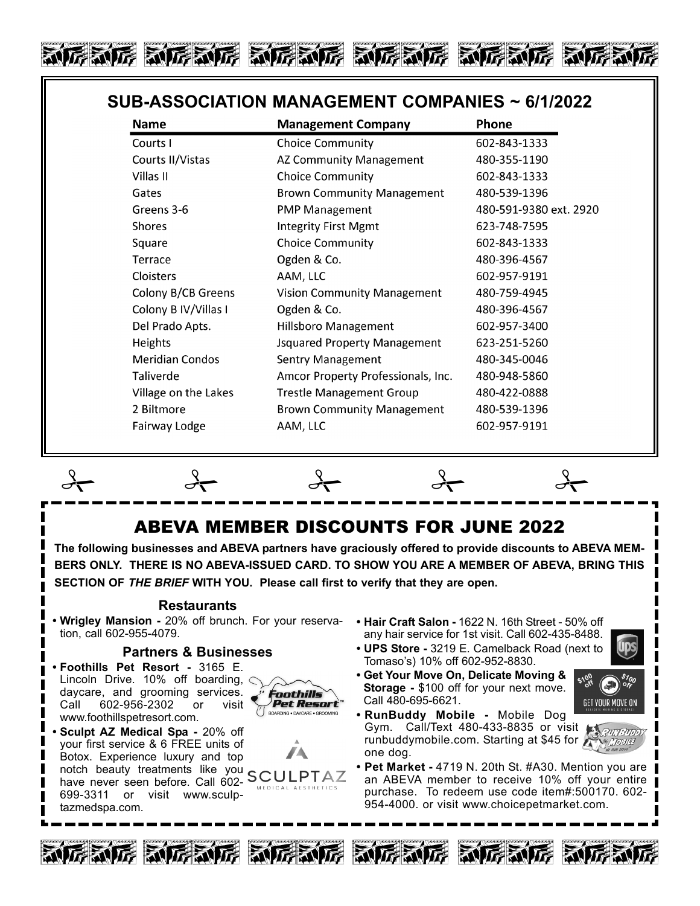## SUB-ASSOCIATION MANAGEMENT COMPANIES ~ 6/1/2022

| Name | Management Company | Phone |
|---|---|---|
| Courts I | Choice Community | 602-843-1333 |
| Courts II/Vistas | AZ Community Management | 480-355-1190 |
| Villas II | Choice Community | 602-843-1333 |
| Gates | Brown Community Management | 480-539-1396 |
| Greens 3-6 | PMP Management | 480-591-9380 ext. 2920 |
| Shores | Integrity First Mgmt | 623-748-7595 |
| Square | Choice Community | 602-843-1333 |
| Terrace | Ogden & Co. | 480-396-4567 |
| Cloisters | AAM, LLC | 602-957-9191 |
| Colony B/CB Greens | Vision Community Management | 480-759-4945 |
| Colony B IV/Villas I | Ogden & Co. | 480-396-4567 |
| Del Prado Apts. | Hillsboro Management | 602-957-3400 |
| Heights | Jsquared Property Management | 623-251-5260 |
| Meridian Condos | Sentry Management | 480-345-0046 |
| Taliverde | Amcor Property Professionals, Inc. | 480-948-5860 |
| Village on the Lakes | Trestle Management Group | 480-422-0888 |
| 2 Biltmore | Brown Community Management | 480-539-1396 |
| Fairway Lodge | AAM, LLC | 602-957-9191 |

## ABEVA MEMBER DISCOUNTS FOR JUNE 2022

**The following businesses and ABEVA partners have graciously offered to provide discounts to ABEVA MEMBERS ONLY. THERE IS NO ABEVA-ISSUED CARD. TO SHOW YOU ARE A MEMBER OF ABEVA, BRING THIS SECTION OF *THE BRIEF* WITH YOU. Please call first to verify that they are open.**

### Restaurants

- **Wrigley Mansion -** 20% off brunch. For your reservation, call 602-955-4079.

### Partners & Businesses

- **Foothills Pet Resort -** 3165 E. Lincoln Drive. 10% off boarding, daycare, and grooming services. Call 602-956-2302 or visit www.foothillspetresort.com.
- **Sculpt AZ Medical Spa -** 20% off your first service & 6 FREE units of Botox. Experience luxury and top notch beauty treatments like you have never seen before. Call 602-699-3311 or visit www.sculptazmedspa.com.
- **Hair Craft Salon -** 1622 N. 16th Street - 50% off any hair service for 1st visit. Call 602-435-8488.
- **UPS Store -** 3219 E. Camelback Road (next to Tomaso's) 10% off 602-952-8830.
- **Get Your Move On, Delicate Moving & Storage -** $100 off for your next move. Call 480-695-6621.
- **RunBuddy Mobile -** Mobile Dog Gym. Call/Text 480-433-8835 or visit runbuddymobile.com. Starting at $45 for one dog.
- **Pet Market -** 4719 N. 20th St. #A30. Mention you are an ABEVA member to receive 10% off your entire purchase. To redeem use code item#:500170. 602-954-4000. or visit www.choicepetmarket.com.